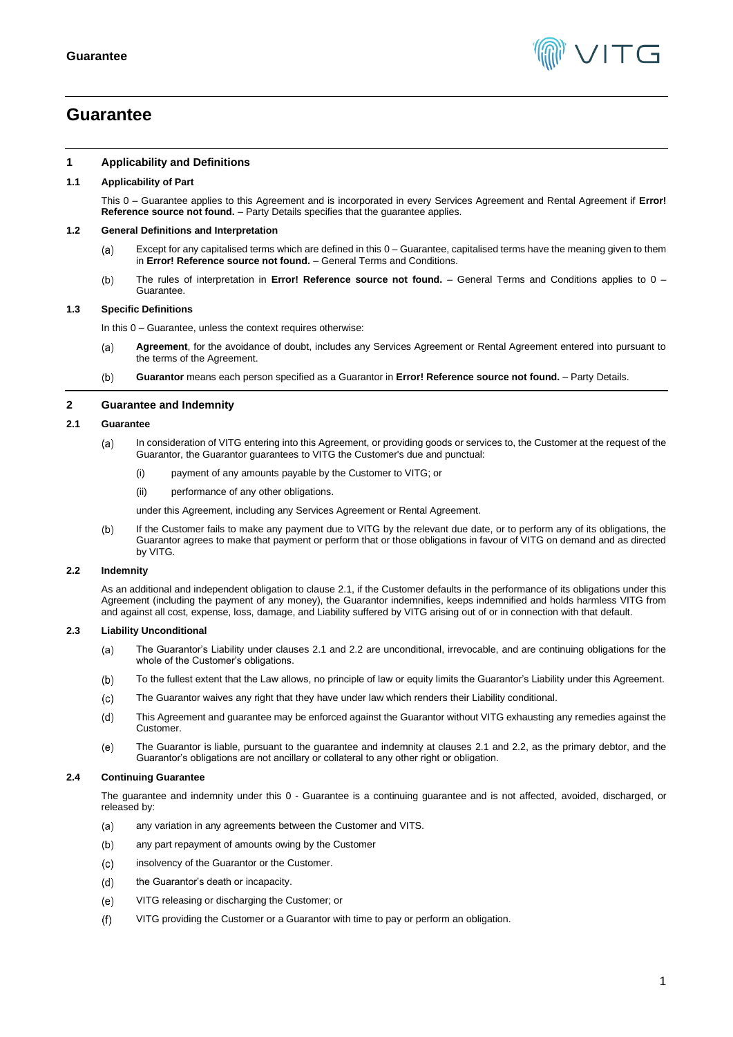# Guarantee

## 1 Applicability and Definitions

### 1.1 Applicability of Part

This 0 – Guarantee applies to this Agreement and is incorporated in every Services Agreement and Rental Agreement if **Error! Reference source not found.** – Party Details specifies that the guarantee applies.

### 1.2 General Definitions and Interpretation

(a) Except for any capitalised terms which are defined in this 0 – Guarantee, capitalised terms have the meaning given to them in **Error! Reference source not found.** – General Terms and Conditions.

(b) The rules of interpretation in **Error! Reference source not found.** – General Terms and Conditions applies to 0 – Guarantee.

### 1.3 Specific Definitions

In this 0 – Guarantee, unless the context requires otherwise:

(a) **Agreement**, for the avoidance of doubt, includes any Services Agreement or Rental Agreement entered into pursuant to the terms of the Agreement.

(b) **Guarantor** means each person specified as a Guarantor in **Error! Reference source not found.** – Party Details.

## 2 Guarantee and Indemnity

### 2.1 Guarantee

(a) In consideration of VITG entering into this Agreement, or providing goods or services to, the Customer at the request of the Guarantor, the Guarantor guarantees to VITG the Customer's due and punctual:

  (i) payment of any amounts payable by the Customer to VITG; or

  (ii) performance of any other obligations.

under this Agreement, including any Services Agreement or Rental Agreement.

(b) If the Customer fails to make any payment due to VITG by the relevant due date, or to perform any of its obligations, the Guarantor agrees to make that payment or perform that or those obligations in favour of VITG on demand and as directed by VITG.

### 2.2 Indemnity

As an additional and independent obligation to clause 2.1, if the Customer defaults in the performance of its obligations under this Agreement (including the payment of any money), the Guarantor indemnifies, keeps indemnified and holds harmless VITG from and against all cost, expense, loss, damage, and Liability suffered by VITG arising out of or in connection with that default.

### 2.3 Liability Unconditional

(a) The Guarantor's Liability under clauses 2.1 and 2.2 are unconditional, irrevocable, and are continuing obligations for the whole of the Customer's obligations.

(b) To the fullest extent that the Law allows, no principle of law or equity limits the Guarantor's Liability under this Agreement.

(c) The Guarantor waives any right that they have under law which renders their Liability conditional.

(d) This Agreement and guarantee may be enforced against the Guarantor without VITG exhausting any remedies against the Customer.

(e) The Guarantor is liable, pursuant to the guarantee and indemnity at clauses 2.1 and 2.2, as the primary debtor, and the Guarantor's obligations are not ancillary or collateral to any other right or obligation.

### 2.4 Continuing Guarantee

The guarantee and indemnity under this 0 - Guarantee is a continuing guarantee and is not affected, avoided, discharged, or released by:

(a) any variation in any agreements between the Customer and VITS.

(b) any part repayment of amounts owing by the Customer

(c) insolvency of the Guarantor or the Customer.

(d) the Guarantor's death or incapacity.

(e) VITG releasing or discharging the Customer; or

(f) VITG providing the Customer or a Guarantor with time to pay or perform an obligation.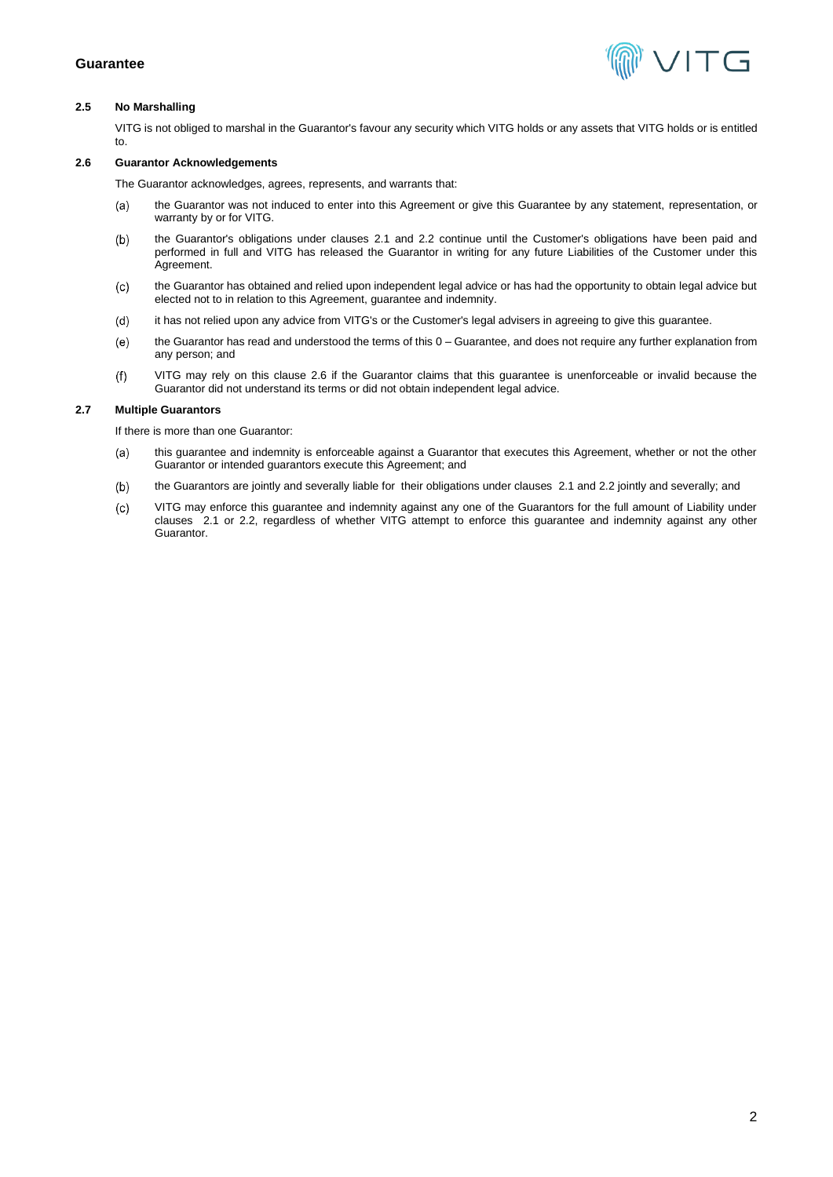### 2.5 No Marshalling

VITG is not obliged to marshal in the Guarantor's favour any security which VITG holds or any assets that VITG holds or is entitled to.

### 2.6 Guarantor Acknowledgements

The Guarantor acknowledges, agrees, represents, and warrants that:

(a) the Guarantor was not induced to enter into this Agreement or give this Guarantee by any statement, representation, or warranty by or for VITG.

(b) the Guarantor's obligations under clauses 2.1 and 2.2 continue until the Customer's obligations have been paid and performed in full and VITG has released the Guarantor in writing for any future Liabilities of the Customer under this Agreement.

(c) the Guarantor has obtained and relied upon independent legal advice or has had the opportunity to obtain legal advice but elected not to in relation to this Agreement, guarantee and indemnity.

(d) it has not relied upon any advice from VITG's or the Customer's legal advisers in agreeing to give this guarantee.

(e) the Guarantor has read and understood the terms of this 0 – Guarantee, and does not require any further explanation from any person; and

(f) VITG may rely on this clause 2.6 if the Guarantor claims that this guarantee is unenforceable or invalid because the Guarantor did not understand its terms or did not obtain independent legal advice.

### 2.7 Multiple Guarantors

If there is more than one Guarantor:

(a) this guarantee and indemnity is enforceable against a Guarantor that executes this Agreement, whether or not the other Guarantor or intended guarantors execute this Agreement; and

(b) the Guarantors are jointly and severally liable for their obligations under clauses 2.1 and 2.2 jointly and severally; and

(c) VITG may enforce this guarantee and indemnity against any one of the Guarantors for the full amount of Liability under clauses 2.1 or 2.2, regardless of whether VITG attempt to enforce this guarantee and indemnity against any other Guarantor.